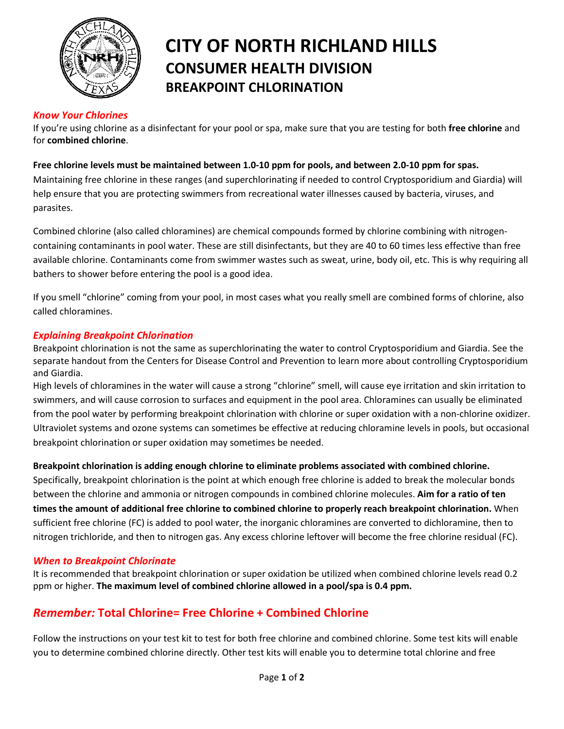# CITY OF NORTH RICHLAND HILLS

## CONSUMER HEALTH DIVISION

### BREAKPOINT CHLORINATION

***Know Your Chlorines***

If you're using chlorine as a disinfectant for your pool or spa, make sure that you are testing for both **free chlorine** and for **combined chlorine**.

**Free chlorine levels must be maintained between 1.0-10 ppm for pools, and between 2.0-10 ppm for spas.**
Maintaining free chlorine in these ranges (and superchlorinating if needed to control Cryptosporidium and Giardia) will help ensure that you are protecting swimmers from recreational water illnesses caused by bacteria, viruses, and parasites.

Combined chlorine (also called chloramines) are chemical compounds formed by chlorine combining with nitrogen-containing contaminants in pool water. These are still disinfectants, but they are 40 to 60 times less effective than free available chlorine. Contaminants come from swimmer wastes such as sweat, urine, body oil, etc. This is why requiring all bathers to shower before entering the pool is a good idea.

If you smell "chlorine" coming from your pool, in most cases what you really smell are combined forms of chlorine, also called chloramines.

***Explaining Breakpoint Chlorination***

Breakpoint chlorination is not the same as superchlorinating the water to control Cryptosporidium and Giardia. See the separate handout from the Centers for Disease Control and Prevention to learn more about controlling Cryptosporidium and Giardia.

High levels of chloramines in the water will cause a strong "chlorine" smell, will cause eye irritation and skin irritation to swimmers, and will cause corrosion to surfaces and equipment in the pool area. Chloramines can usually be eliminated from the pool water by performing breakpoint chlorination with chlorine or super oxidation with a non-chlorine oxidizer. Ultraviolet systems and ozone systems can sometimes be effective at reducing chloramine levels in pools, but occasional breakpoint chlorination or super oxidation may sometimes be needed.

**Breakpoint chlorination is adding enough chlorine to eliminate problems associated with combined chlorine.**
Specifically, breakpoint chlorination is the point at which enough free chlorine is added to break the molecular bonds between the chlorine and ammonia or nitrogen compounds in combined chlorine molecules. **Aim for a ratio of ten times the amount of additional free chlorine to combined chlorine to properly reach breakpoint chlorination.** When sufficient free chlorine (FC) is added to pool water, the inorganic chloramines are converted to dichloramine, then to nitrogen trichloride, and then to nitrogen gas. Any excess chlorine leftover will become the free chlorine residual (FC).

***When to Breakpoint Chlorinate***

It is recommended that breakpoint chlorination or super oxidation be utilized when combined chlorine levels read 0.2 ppm or higher. **The maximum level of combined chlorine allowed in a pool/spa is 0.4 ppm.**

## *Remember:* **Total Chlorine= Free Chlorine + Combined Chlorine**

Follow the instructions on your test kit to test for both free chlorine and combined chlorine. Some test kits will enable you to determine combined chlorine directly. Other test kits will enable you to determine total chlorine and free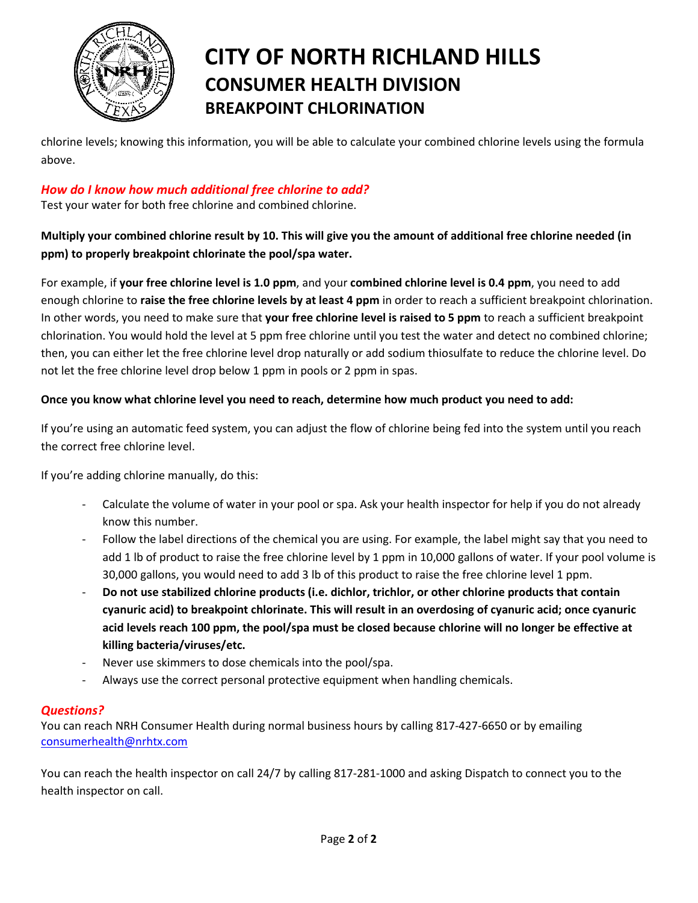chlorine levels; knowing this information, you will be able to calculate your combined chlorine levels using the formula above.

### *How do I know how much additional free chlorine to add?*

Test your water for both free chlorine and combined chlorine.

**Multiply your combined chlorine result by 10. This will give you the amount of additional free chlorine needed (in ppm) to properly breakpoint chlorinate the pool/spa water.**

For example, if **your free chlorine level is 1.0 ppm**, and your **combined chlorine level is 0.4 ppm**, you need to add enough chlorine to **raise the free chlorine levels by at least 4 ppm** in order to reach a sufficient breakpoint chlorination. In other words, you need to make sure that **your free chlorine level is raised to 5 ppm** to reach a sufficient breakpoint chlorination. You would hold the level at 5 ppm free chlorine until you test the water and detect no combined chlorine; then, you can either let the free chlorine level drop naturally or add sodium thiosulfate to reduce the chlorine level. Do not let the free chlorine level drop below 1 ppm in pools or 2 ppm in spas.

**Once you know what chlorine level you need to reach, determine how much product you need to add:**

If you're using an automatic feed system, you can adjust the flow of chlorine being fed into the system until you reach the correct free chlorine level.

If you're adding chlorine manually, do this:

- Calculate the volume of water in your pool or spa. Ask your health inspector for help if you do not already know this number.
- Follow the label directions of the chemical you are using. For example, the label might say that you need to add 1 lb of product to raise the free chlorine level by 1 ppm in 10,000 gallons of water. If your pool volume is 30,000 gallons, you would need to add 3 lb of this product to raise the free chlorine level 1 ppm.
- **Do not use stabilized chlorine products (i.e. dichlor, trichlor, or other chlorine products that contain cyanuric acid) to breakpoint chlorinate. This will result in an overdosing of cyanuric acid; once cyanuric acid levels reach 100 ppm, the pool/spa must be closed because chlorine will no longer be effective at killing bacteria/viruses/etc.**
- Never use skimmers to dose chemicals into the pool/spa.
- Always use the correct personal protective equipment when handling chemicals.

### *Questions?*

You can reach NRH Consumer Health during normal business hours by calling 817-427-6650 or by emailing consumerhealth@nrhtx.com

You can reach the health inspector on call 24/7 by calling 817-281-1000 and asking Dispatch to connect you to the health inspector on call.